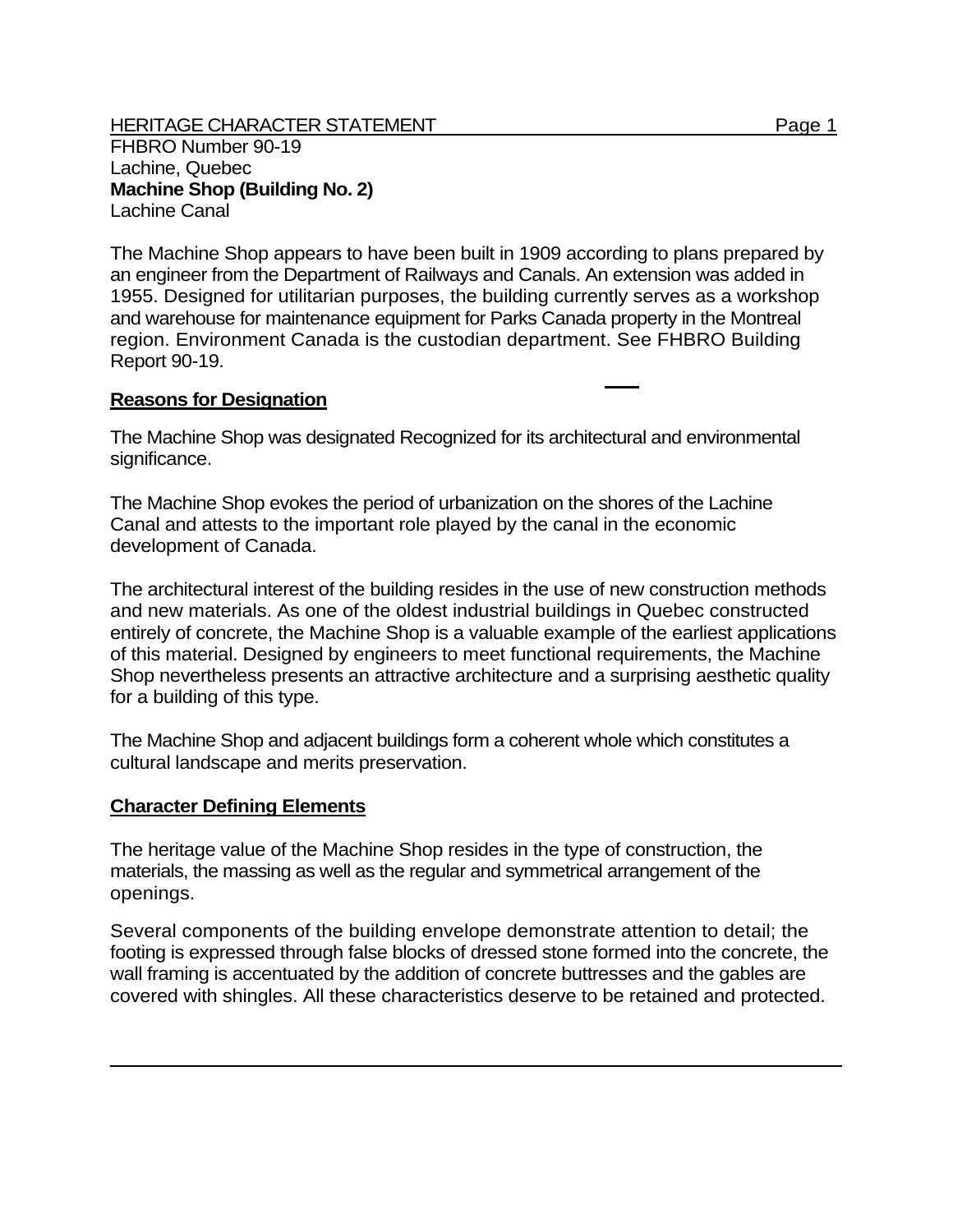HERITAGE CHARACTER STATEMENT

FHBRO Number 90-19
Lachine, Quebec
**Machine Shop (Building No. 2)**
Lachine Canal

The Machine Shop appears to have been built in 1909 according to plans prepared by an engineer from the Department of Railways and Canals. An extension was added in 1955. Designed for utilitarian purposes, the building currently serves as a workshop and warehouse for maintenance equipment for Parks Canada property in the Montreal region. Environment Canada is the custodian department. See FHBRO Building Report 90-19.

## Reasons for Designation

The Machine Shop was designated Recognized for its architectural and environmental significance.

The Machine Shop evokes the period of urbanization on the shores of the Lachine Canal and attests to the important role played by the canal in the economic development of Canada.

The architectural interest of the building resides in the use of new construction methods and new materials. As one of the oldest industrial buildings in Quebec constructed entirely of concrete, the Machine Shop is a valuable example of the earliest applications of this material. Designed by engineers to meet functional requirements, the Machine Shop nevertheless presents an attractive architecture and a surprising aesthetic quality for a building of this type.

The Machine Shop and adjacent buildings form a coherent whole which constitutes a cultural landscape and merits preservation.

## Character Defining Elements

The heritage value of the Machine Shop resides in the type of construction, the materials, the massing as well as the regular and symmetrical arrangement of the openings.

Several components of the building envelope demonstrate attention to detail; the footing is expressed through false blocks of dressed stone formed into the concrete, the wall framing is accentuated by the addition of concrete buttresses and the gables are covered with shingles. All these characteristics deserve to be retained and protected.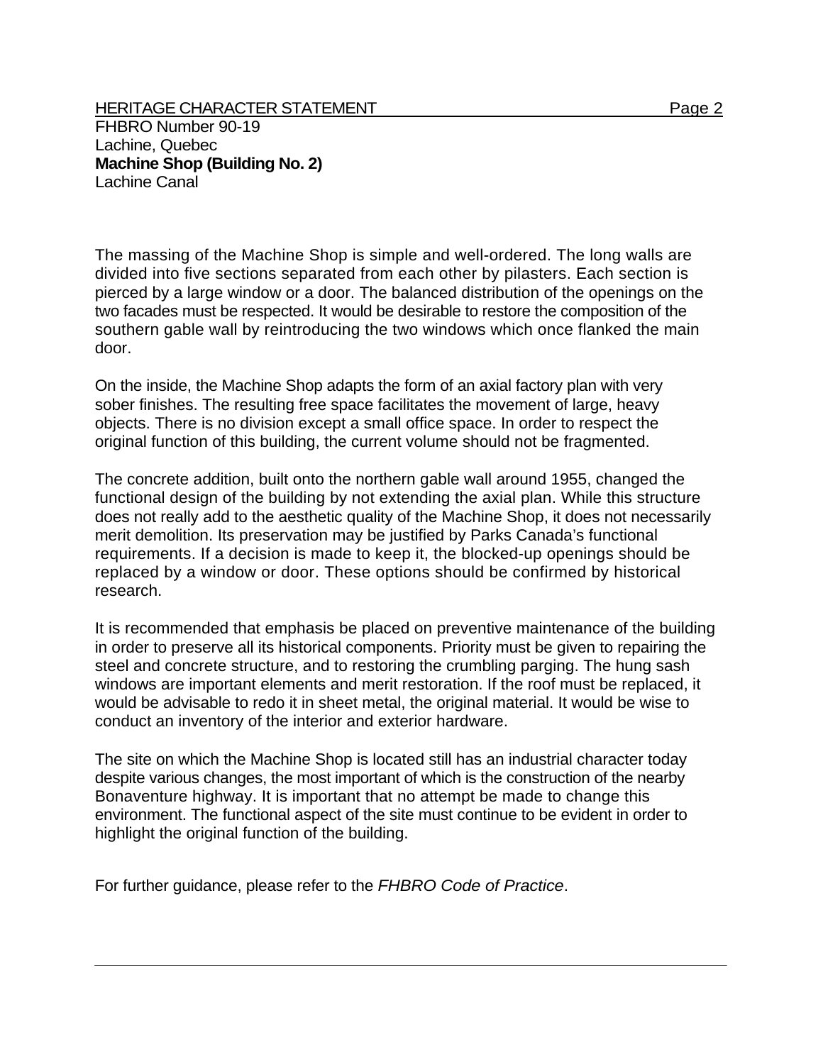The massing of the Machine Shop is simple and well-ordered. The long walls are divided into five sections separated from each other by pilasters. Each section is pierced by a large window or a door. The balanced distribution of the openings on the two facades must be respected. It would be desirable to restore the composition of the southern gable wall by reintroducing the two windows which once flanked the main door.

On the inside, the Machine Shop adapts the form of an axial factory plan with very sober finishes. The resulting free space facilitates the movement of large, heavy objects. There is no division except a small office space. In order to respect the original function of this building, the current volume should not be fragmented.

The concrete addition, built onto the northern gable wall around 1955, changed the functional design of the building by not extending the axial plan. While this structure does not really add to the aesthetic quality of the Machine Shop, it does not necessarily merit demolition. Its preservation may be justified by Parks Canada's functional requirements. If a decision is made to keep it, the blocked-up openings should be replaced by a window or door. These options should be confirmed by historical research.

It is recommended that emphasis be placed on preventive maintenance of the building in order to preserve all its historical components. Priority must be given to repairing the steel and concrete structure, and to restoring the crumbling parging. The hung sash windows are important elements and merit restoration. If the roof must be replaced, it would be advisable to redo it in sheet metal, the original material. It would be wise to conduct an inventory of the interior and exterior hardware.

The site on which the Machine Shop is located still has an industrial character today despite various changes, the most important of which is the construction of the nearby Bonaventure highway. It is important that no attempt be made to change this environment. The functional aspect of the site must continue to be evident in order to highlight the original function of the building.

For further guidance, please refer to the *FHBRO Code of Practice*.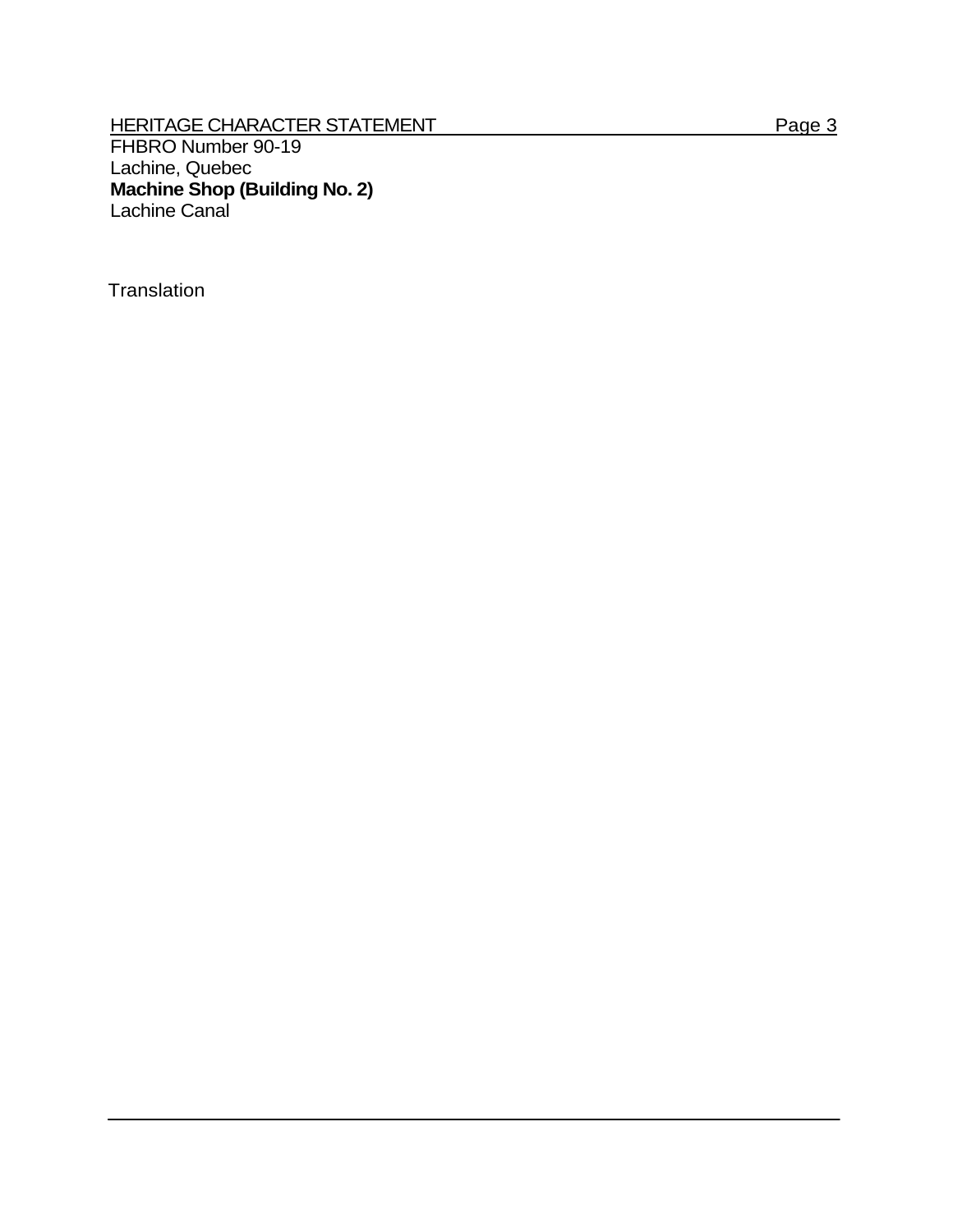Translation